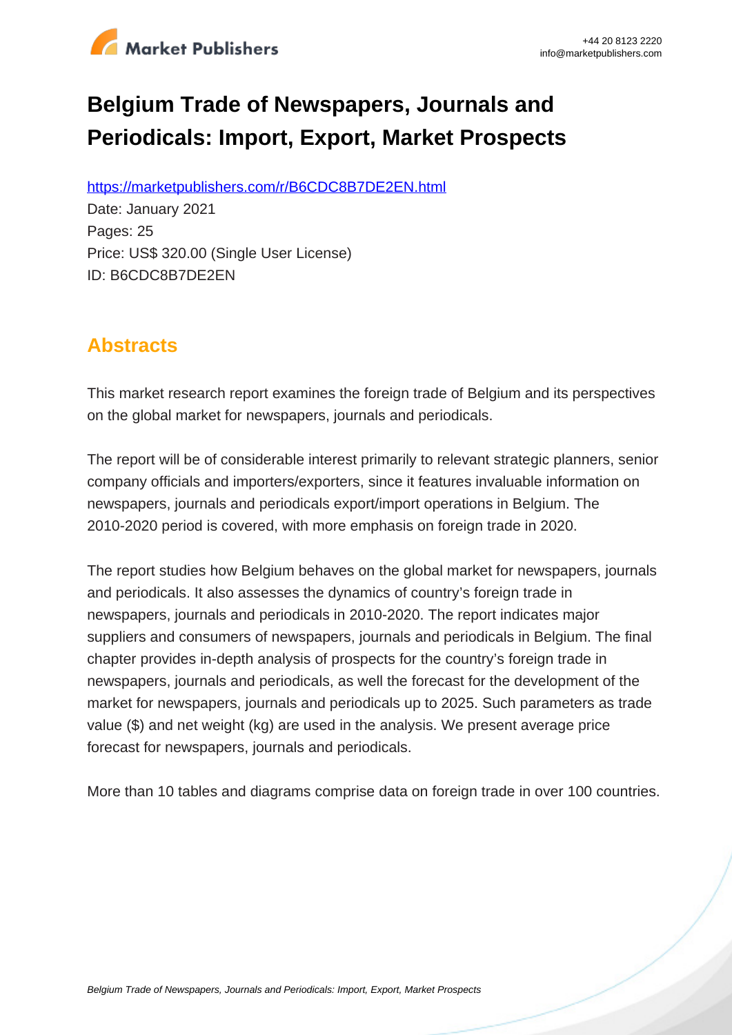# Belgium Trade of Newspapers, Journals and Periodicals: Import, Export, Market Prospects

https://marketpublishers.com/r/B6CDC8B7DE2EN.html

Date: January 2021

Pages: 25

Price: US$ 320.00 (Single User License)

ID: B6CDC8B7DE2EN

## Abstracts

This market research report examines the foreign trade of Belgium and its perspectives on the global market for newspapers, journals and periodicals.

The report will be of considerable interest primarily to relevant strategic planners, senior company officials and importers/exporters, since it features invaluable information on newspapers, journals and periodicals export/import operations in Belgium. The 2010-2020 period is covered, with more emphasis on foreign trade in 2020.

The report studies how Belgium behaves on the global market for newspapers, journals and periodicals. It also assesses the dynamics of country's foreign trade in newspapers, journals and periodicals in 2010-2020. The report indicates major suppliers and consumers of newspapers, journals and periodicals in Belgium. The final chapter provides in-depth analysis of prospects for the country's foreign trade in newspapers, journals and periodicals, as well the forecast for the development of the market for newspapers, journals and periodicals up to 2025. Such parameters as trade value ($) and net weight (kg) are used in the analysis. We present average price forecast for newspapers, journals and periodicals.

More than 10 tables and diagrams comprise data on foreign trade in over 100 countries.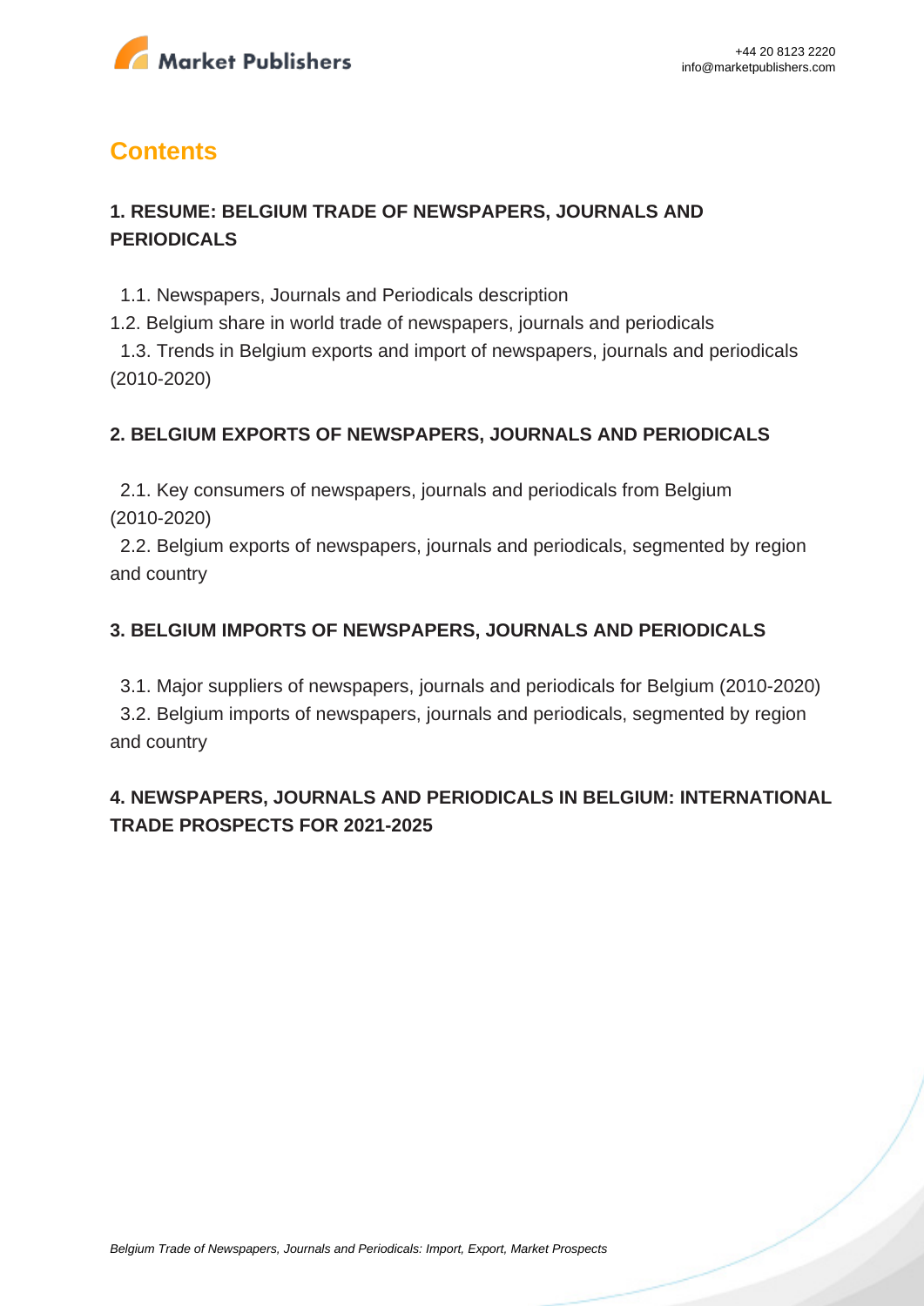# Contents

## 1. RESUME: BELGIUM TRADE OF NEWSPAPERS, JOURNALS AND PERIODICALS

1.1. Newspapers, Journals and Periodicals description
1.2. Belgium share in world trade of newspapers, journals and periodicals
1.3. Trends in Belgium exports and import of newspapers, journals and periodicals (2010-2020)

## 2. BELGIUM EXPORTS OF NEWSPAPERS, JOURNALS AND PERIODICALS

2.1. Key consumers of newspapers, journals and periodicals from Belgium (2010-2020)
2.2. Belgium exports of newspapers, journals and periodicals, segmented by region and country

## 3. BELGIUM IMPORTS OF NEWSPAPERS, JOURNALS AND PERIODICALS

3.1. Major suppliers of newspapers, journals and periodicals for Belgium (2010-2020)
3.2. Belgium imports of newspapers, journals and periodicals, segmented by region and country

## 4. NEWSPAPERS, JOURNALS AND PERIODICALS IN BELGIUM: INTERNATIONAL TRADE PROSPECTS FOR 2021-2025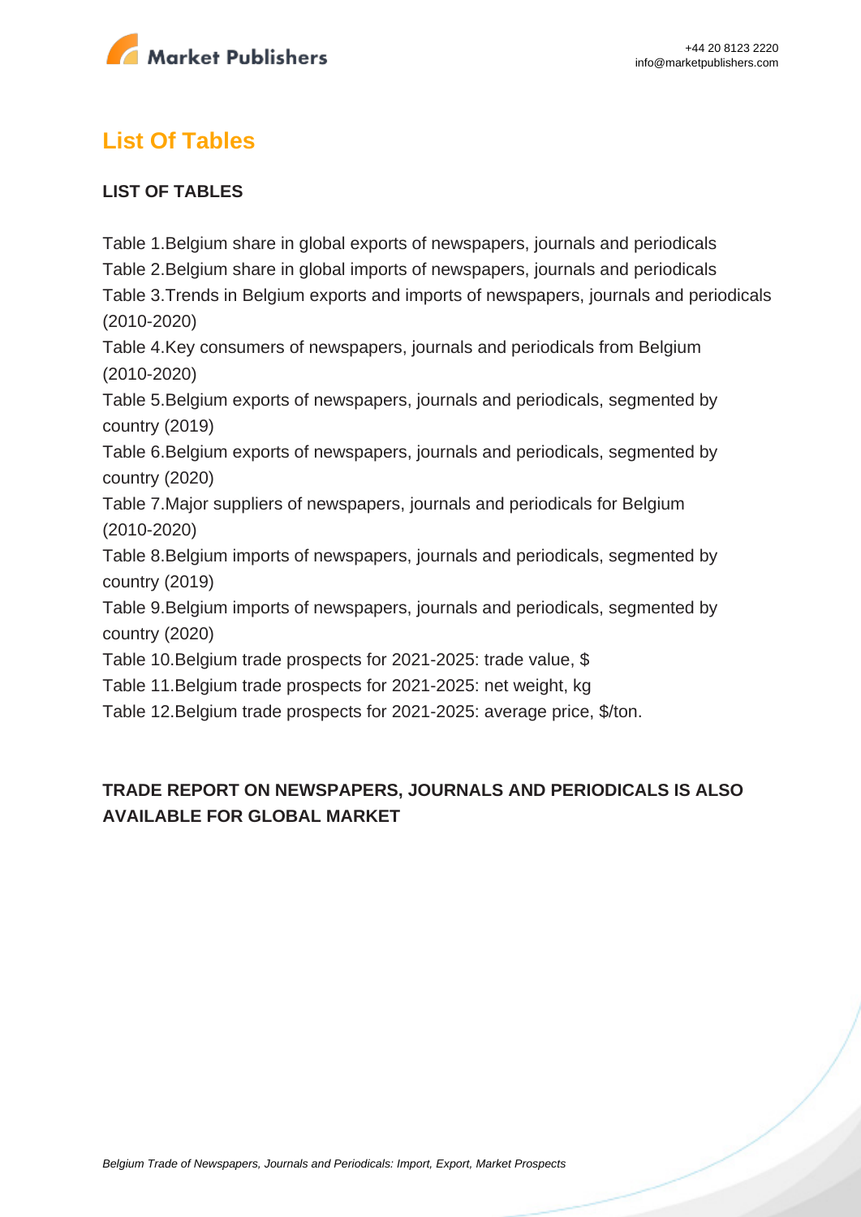## List Of Tables

### LIST OF TABLES

Table 1.Belgium share in global exports of newspapers, journals and periodicals
Table 2.Belgium share in global imports of newspapers, journals and periodicals
Table 3.Trends in Belgium exports and imports of newspapers, journals and periodicals (2010-2020)
Table 4.Key consumers of newspapers, journals and periodicals from Belgium (2010-2020)
Table 5.Belgium exports of newspapers, journals and periodicals, segmented by country (2019)
Table 6.Belgium exports of newspapers, journals and periodicals, segmented by country (2020)
Table 7.Major suppliers of newspapers, journals and periodicals for Belgium (2010-2020)
Table 8.Belgium imports of newspapers, journals and periodicals, segmented by country (2019)
Table 9.Belgium imports of newspapers, journals and periodicals, segmented by country (2020)
Table 10.Belgium trade prospects for 2021-2025: trade value, $
Table 11.Belgium trade prospects for 2021-2025: net weight, kg
Table 12.Belgium trade prospects for 2021-2025: average price, $/ton.

### TRADE REPORT ON NEWSPAPERS, JOURNALS AND PERIODICALS IS ALSO AVAILABLE FOR GLOBAL MARKET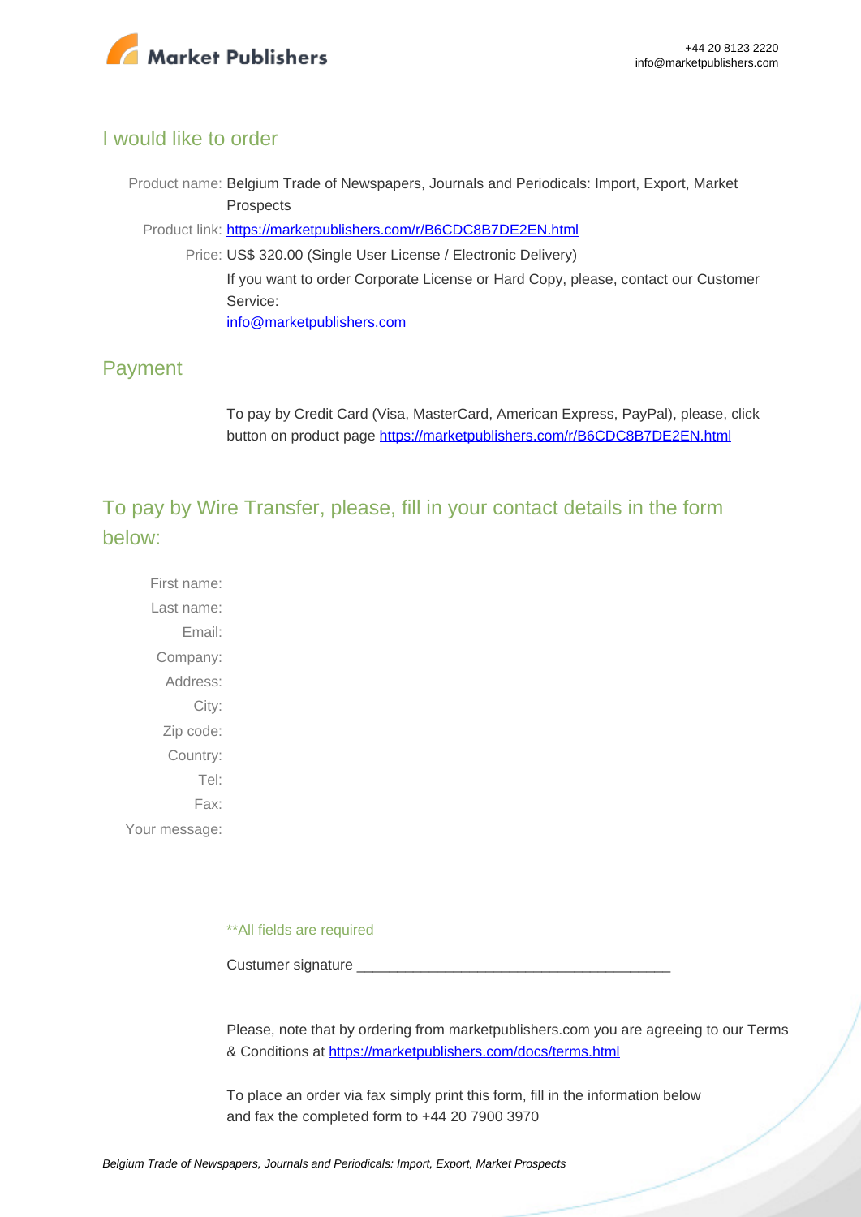## I would like to order

Product name: Belgium Trade of Newspapers, Journals and Periodicals: Import, Export, Market Prospects

Product link: [https://marketpublishers.com/r/B6CDC8B7DE2EN.html](https://marketpublishers.com/r/B6CDC8B7DE2EN.html)

Price: US$ 320.00 (Single User License / Electronic Delivery)

If you want to order Corporate License or Hard Copy, please, contact our Customer Service:

[info@marketpublishers.com](mailto:info@marketpublishers.com)

## Payment

To pay by Credit Card (Visa, MasterCard, American Express, PayPal), please, click button on product page [https://marketpublishers.com/r/B6CDC8B7DE2EN.html](https://marketpublishers.com/r/B6CDC8B7DE2EN.html)

## To pay by Wire Transfer, please, fill in your contact details in the form below:

First name:

Last name:

Email:

Company:

Address:

City:

Zip code:

Country:

Tel:

Fax:

Your message:

**All fields are required

Custumer signature _______________________________________

Please, note that by ordering from marketpublishers.com you are agreeing to our Terms & Conditions at [https://marketpublishers.com/docs/terms.html](https://marketpublishers.com/docs/terms.html)

To place an order via fax simply print this form, fill in the information below and fax the completed form to +44 20 7900 3970